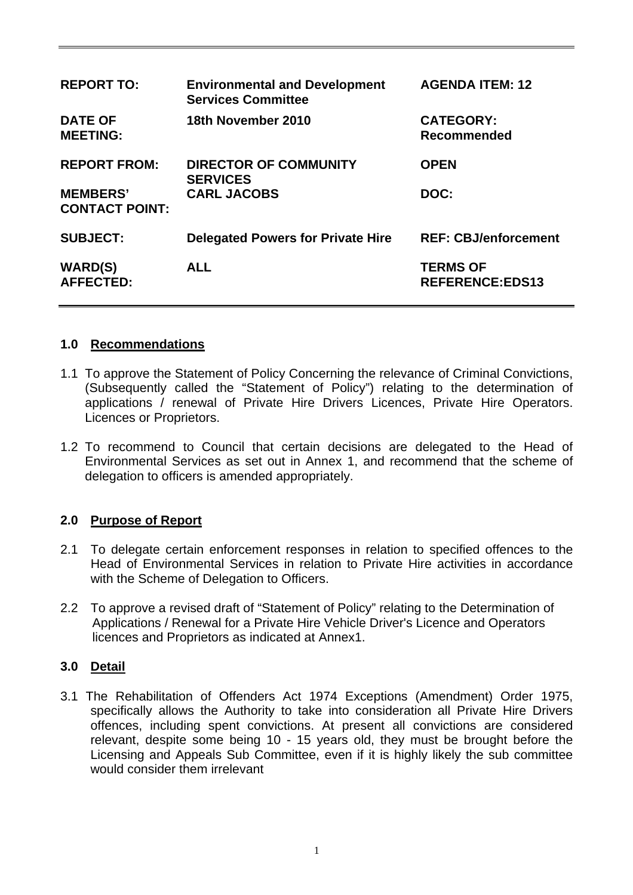| REPORT TO: | Environmental and Development Services Committee | AGENDA ITEM: 12 |
| --- | --- | --- |
| DATE OF MEETING: | 18th November 2010 | CATEGORY: Recommended |
| REPORT FROM: | DIRECTOR OF COMMUNITY SERVICES | OPEN |
| MEMBERS' CONTACT POINT: | CARL JACOBS | DOC: |
| SUBJECT: | Delegated Powers for Private Hire | REF: CBJ/enforcement |
| WARD(S) AFFECTED: | ALL | TERMS OF REFERENCE:EDS13 |

## 1.0 Recommendations

1.1 To approve the Statement of Policy Concerning the relevance of Criminal Convictions, (Subsequently called the "Statement of Policy") relating to the determination of applications / renewal of Private Hire Drivers Licences, Private Hire Operators. Licences or Proprietors.

1.2 To recommend to Council that certain decisions are delegated to the Head of Environmental Services as set out in Annex 1, and recommend that the scheme of delegation to officers is amended appropriately.

## 2.0 Purpose of Report

2.1 To delegate certain enforcement responses in relation to specified offences to the Head of Environmental Services in relation to Private Hire activities in accordance with the Scheme of Delegation to Officers.

2.2 To approve a revised draft of "Statement of Policy" relating to the Determination of Applications / Renewal for a Private Hire Vehicle Driver's Licence and Operators licences and Proprietors as indicated at Annex1.

## 3.0 Detail

3.1 The Rehabilitation of Offenders Act 1974 Exceptions (Amendment) Order 1975, specifically allows the Authority to take into consideration all Private Hire Drivers offences, including spent convictions. At present all convictions are considered relevant, despite some being 10 - 15 years old, they must be brought before the Licensing and Appeals Sub Committee, even if it is highly likely the sub committee would consider them irrelevant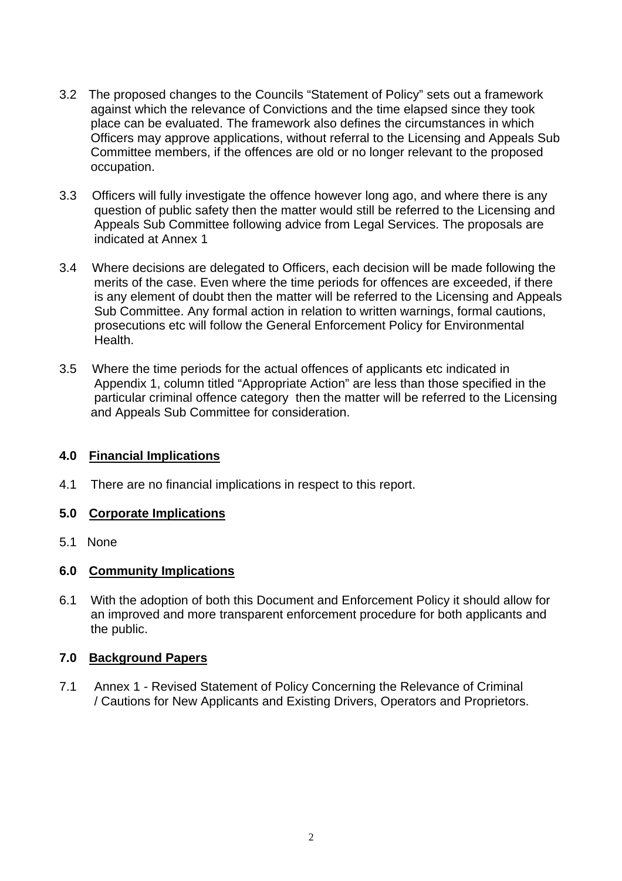3.2 The proposed changes to the Councils "Statement of Policy" sets out a framework against which the relevance of Convictions and the time elapsed since they took place can be evaluated. The framework also defines the circumstances in which Officers may approve applications, without referral to the Licensing and Appeals Sub Committee members, if the offences are old or no longer relevant to the proposed occupation.

3.3 Officers will fully investigate the offence however long ago, and where there is any question of public safety then the matter would still be referred to the Licensing and Appeals Sub Committee following advice from Legal Services. The proposals are indicated at Annex 1

3.4 Where decisions are delegated to Officers, each decision will be made following the merits of the case. Even where the time periods for offences are exceeded, if there is any element of doubt then the matter will be referred to the Licensing and Appeals Sub Committee. Any formal action in relation to written warnings, formal cautions, prosecutions etc will follow the General Enforcement Policy for Environmental Health.

3.5 Where the time periods for the actual offences of applicants etc indicated in Appendix 1, column titled "Appropriate Action" are less than those specified in the particular criminal offence category then the matter will be referred to the Licensing and Appeals Sub Committee for consideration.

## 4.0 Financial Implications

4.1 There are no financial implications in respect to this report.

## 5.0 Corporate Implications

5.1 None

## 6.0 Community Implications

6.1 With the adoption of both this Document and Enforcement Policy it should allow for an improved and more transparent enforcement procedure for both applicants and the public.

## 7.0 Background Papers

7.1 Annex 1 - Revised Statement of Policy Concerning the Relevance of Criminal / Cautions for New Applicants and Existing Drivers, Operators and Proprietors.